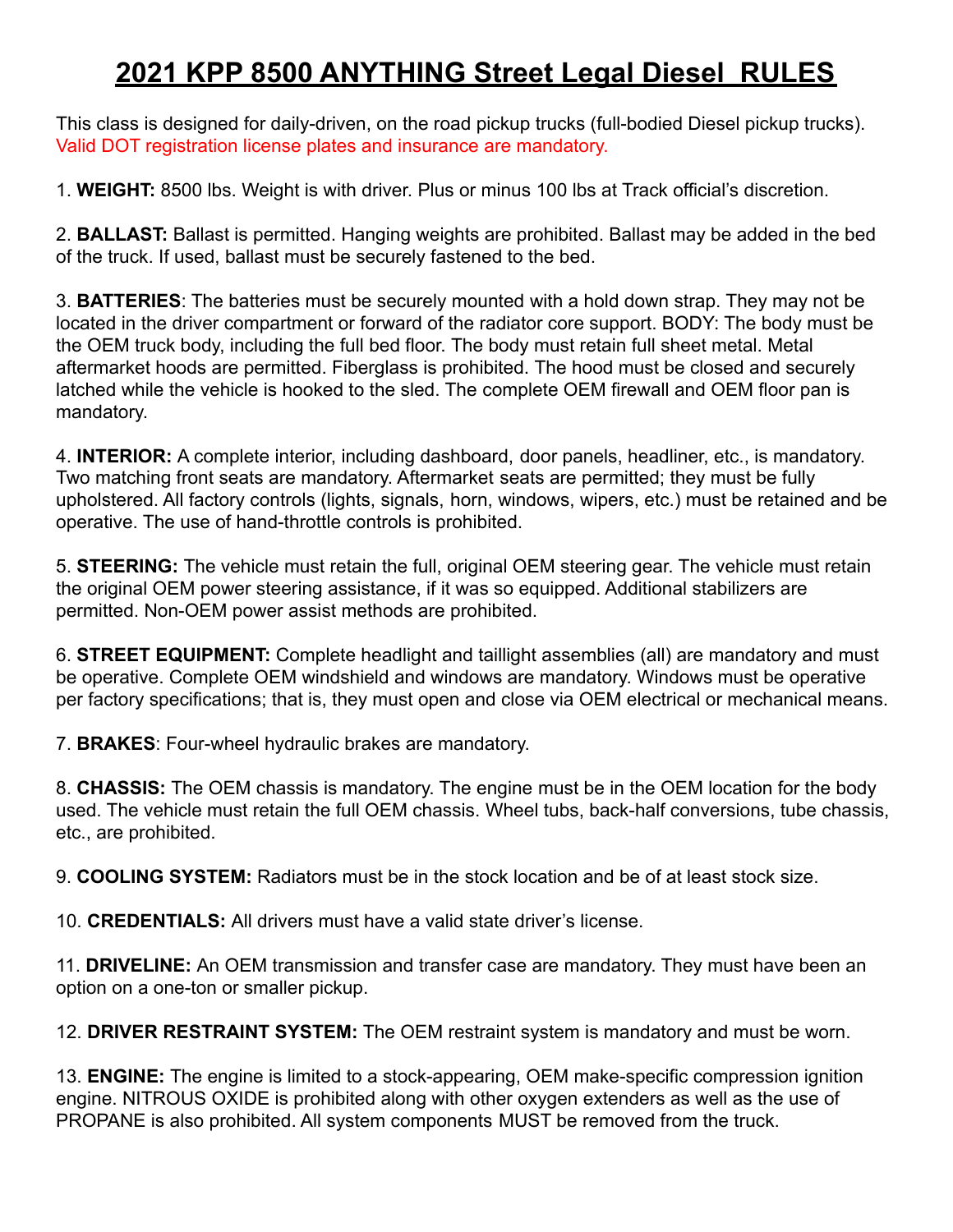# 2021 KPP 8500 ANYTHING Street Legal Diesel RULES

This class is designed for daily-driven, on the road pickup trucks (full-bodied Diesel pickup trucks). Valid DOT registration license plates and insurance are mandatory.

1. **WEIGHT:** 8500 lbs. Weight is with driver. Plus or minus 100 lbs at Track official's discretion.

2. **BALLAST:** Ballast is permitted. Hanging weights are prohibited. Ballast may be added in the bed of the truck. If used, ballast must be securely fastened to the bed.

3. **BATTERIES**: The batteries must be securely mounted with a hold down strap. They may not be located in the driver compartment or forward of the radiator core support. BODY: The body must be the OEM truck body, including the full bed floor. The body must retain full sheet metal. Metal aftermarket hoods are permitted. Fiberglass is prohibited. The hood must be closed and securely latched while the vehicle is hooked to the sled. The complete OEM firewall and OEM floor pan is mandatory.

4. **INTERIOR:** A complete interior, including dashboard, door panels, headliner, etc., is mandatory. Two matching front seats are mandatory. Aftermarket seats are permitted; they must be fully upholstered. All factory controls (lights, signals, horn, windows, wipers, etc.) must be retained and be operative. The use of hand-throttle controls is prohibited.

5. **STEERING:** The vehicle must retain the full, original OEM steering gear. The vehicle must retain the original OEM power steering assistance, if it was so equipped. Additional stabilizers are permitted. Non-OEM power assist methods are prohibited.

6. **STREET EQUIPMENT:** Complete headlight and taillight assemblies (all) are mandatory and must be operative. Complete OEM windshield and windows are mandatory. Windows must be operative per factory specifications; that is, they must open and close via OEM electrical or mechanical means.

7. **BRAKES**: Four-wheel hydraulic brakes are mandatory.

8. **CHASSIS:** The OEM chassis is mandatory. The engine must be in the OEM location for the body used. The vehicle must retain the full OEM chassis. Wheel tubs, back-half conversions, tube chassis, etc., are prohibited.

9. **COOLING SYSTEM:** Radiators must be in the stock location and be of at least stock size.

10. **CREDENTIALS:** All drivers must have a valid state driver's license.

11. **DRIVELINE:** An OEM transmission and transfer case are mandatory. They must have been an option on a one-ton or smaller pickup.

12. **DRIVER RESTRAINT SYSTEM:** The OEM restraint system is mandatory and must be worn.

13. **ENGINE:** The engine is limited to a stock-appearing, OEM make-specific compression ignition engine. NITROUS OXIDE is prohibited along with other oxygen extenders as well as the use of PROPANE is also prohibited. All system components MUST be removed from the truck.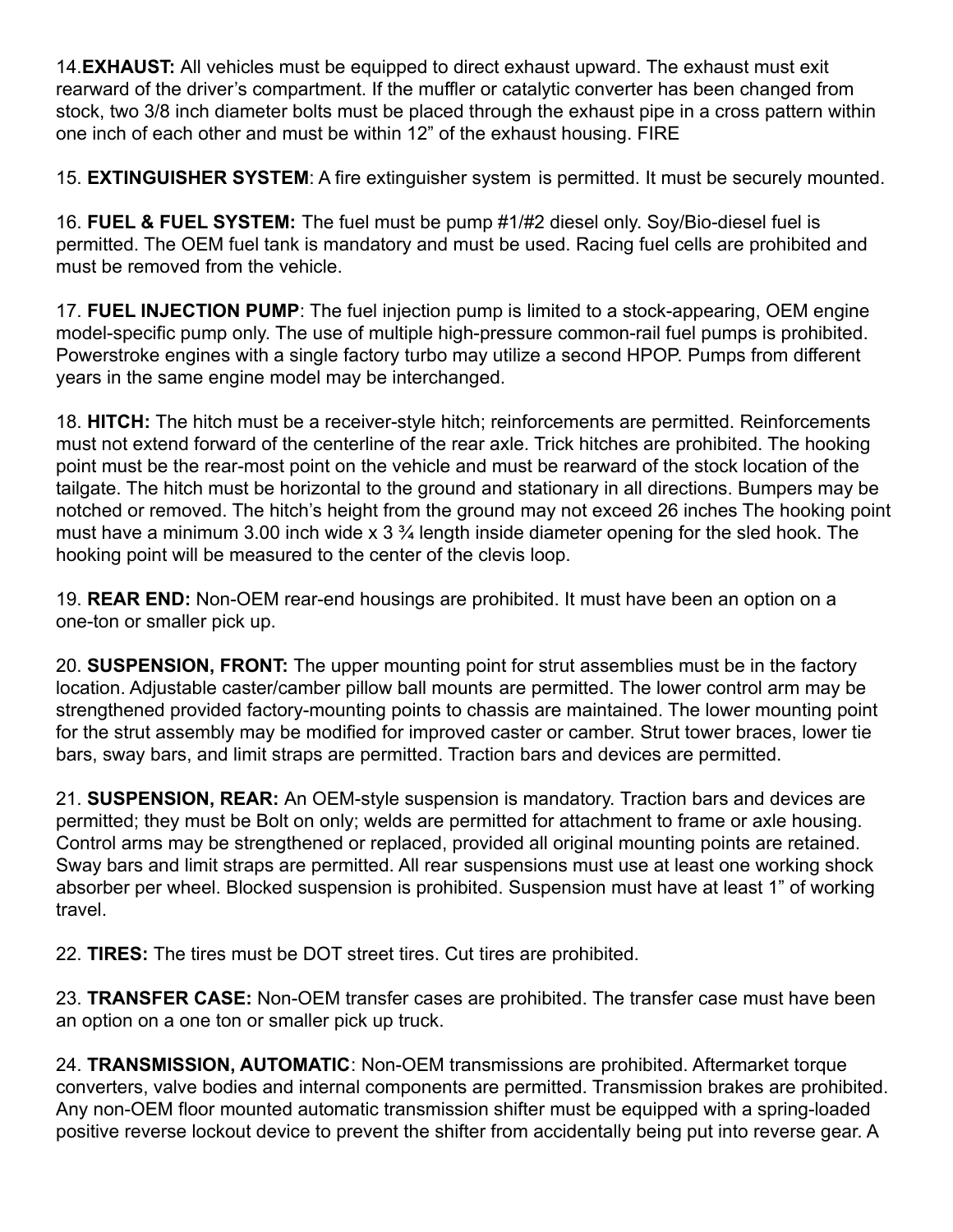14.**EXHAUST:** All vehicles must be equipped to direct exhaust upward. The exhaust must exit rearward of the driver's compartment. If the muffler or catalytic converter has been changed from stock, two 3/8 inch diameter bolts must be placed through the exhaust pipe in a cross pattern within one inch of each other and must be within 12" of the exhaust housing. FIRE

15. **EXTINGUISHER SYSTEM**: A fire extinguisher system is permitted. It must be securely mounted.

16. **FUEL & FUEL SYSTEM:** The fuel must be pump #1/#2 diesel only. Soy/Bio-diesel fuel is permitted. The OEM fuel tank is mandatory and must be used. Racing fuel cells are prohibited and must be removed from the vehicle.

17. **FUEL INJECTION PUMP**: The fuel injection pump is limited to a stock-appearing, OEM engine model-specific pump only. The use of multiple high-pressure common-rail fuel pumps is prohibited. Powerstroke engines with a single factory turbo may utilize a second HPOP. Pumps from different years in the same engine model may be interchanged.

18. **HITCH:** The hitch must be a receiver-style hitch; reinforcements are permitted. Reinforcements must not extend forward of the centerline of the rear axle. Trick hitches are prohibited. The hooking point must be the rear-most point on the vehicle and must be rearward of the stock location of the tailgate. The hitch must be horizontal to the ground and stationary in all directions. Bumpers may be notched or removed. The hitch's height from the ground may not exceed 26 inches The hooking point must have a minimum 3.00 inch wide x 3 ¾ length inside diameter opening for the sled hook. The hooking point will be measured to the center of the clevis loop.

19. **REAR END:** Non-OEM rear-end housings are prohibited. It must have been an option on a one-ton or smaller pick up.

20. **SUSPENSION, FRONT:** The upper mounting point for strut assemblies must be in the factory location. Adjustable caster/camber pillow ball mounts are permitted. The lower control arm may be strengthened provided factory-mounting points to chassis are maintained. The lower mounting point for the strut assembly may be modified for improved caster or camber. Strut tower braces, lower tie bars, sway bars, and limit straps are permitted. Traction bars and devices are permitted.

21. **SUSPENSION, REAR:** An OEM-style suspension is mandatory. Traction bars and devices are permitted; they must be Bolt on only; welds are permitted for attachment to frame or axle housing. Control arms may be strengthened or replaced, provided all original mounting points are retained. Sway bars and limit straps are permitted. All rear suspensions must use at least one working shock absorber per wheel. Blocked suspension is prohibited. Suspension must have at least 1" of working travel.

22. **TIRES:** The tires must be DOT street tires. Cut tires are prohibited.

23. **TRANSFER CASE:** Non-OEM transfer cases are prohibited. The transfer case must have been an option on a one ton or smaller pick up truck.

24. **TRANSMISSION, AUTOMATIC**: Non-OEM transmissions are prohibited. Aftermarket torque converters, valve bodies and internal components are permitted. Transmission brakes are prohibited. Any non-OEM floor mounted automatic transmission shifter must be equipped with a spring-loaded positive reverse lockout device to prevent the shifter from accidentally being put into reverse gear. A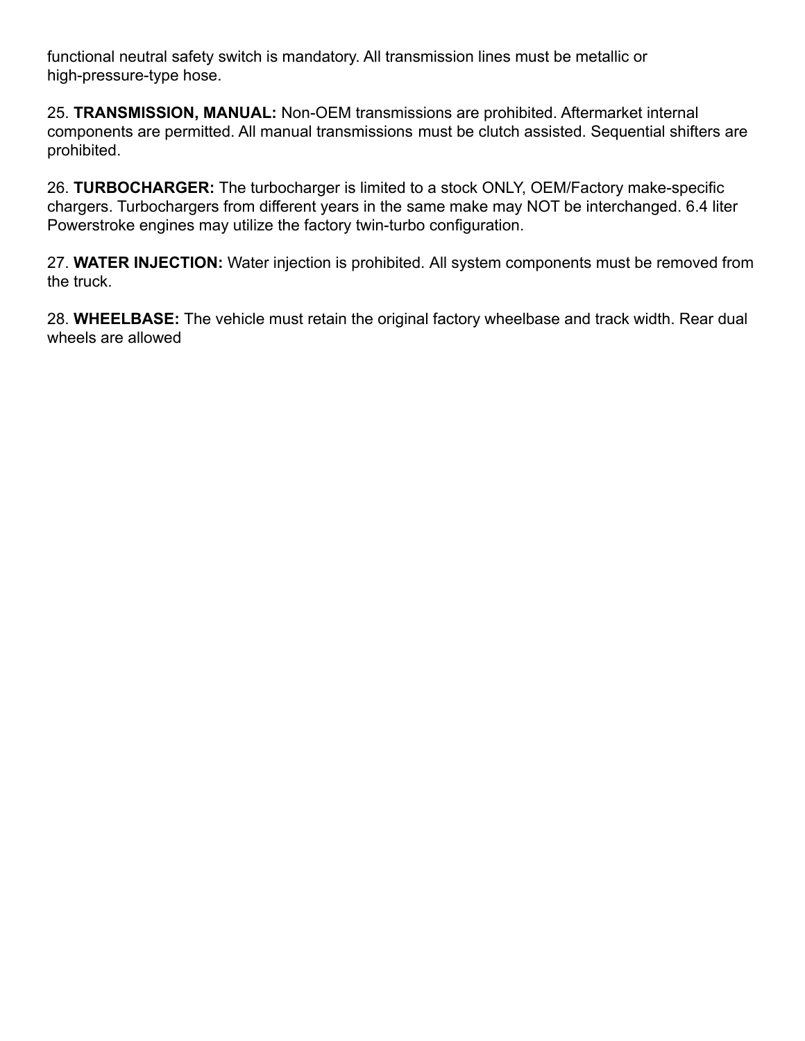functional neutral safety switch is mandatory. All transmission lines must be metallic or high-pressure-type hose.

25. **TRANSMISSION, MANUAL:** Non-OEM transmissions are prohibited. Aftermarket internal components are permitted. All manual transmissions must be clutch assisted. Sequential shifters are prohibited.

26. **TURBOCHARGER:** The turbocharger is limited to a stock ONLY, OEM/Factory make-specific chargers. Turbochargers from different years in the same make may NOT be interchanged. 6.4 liter Powerstroke engines may utilize the factory twin-turbo configuration.

27. **WATER INJECTION:** Water injection is prohibited. All system components must be removed from the truck.

28. **WHEELBASE:** The vehicle must retain the original factory wheelbase and track width. Rear dual wheels are allowed